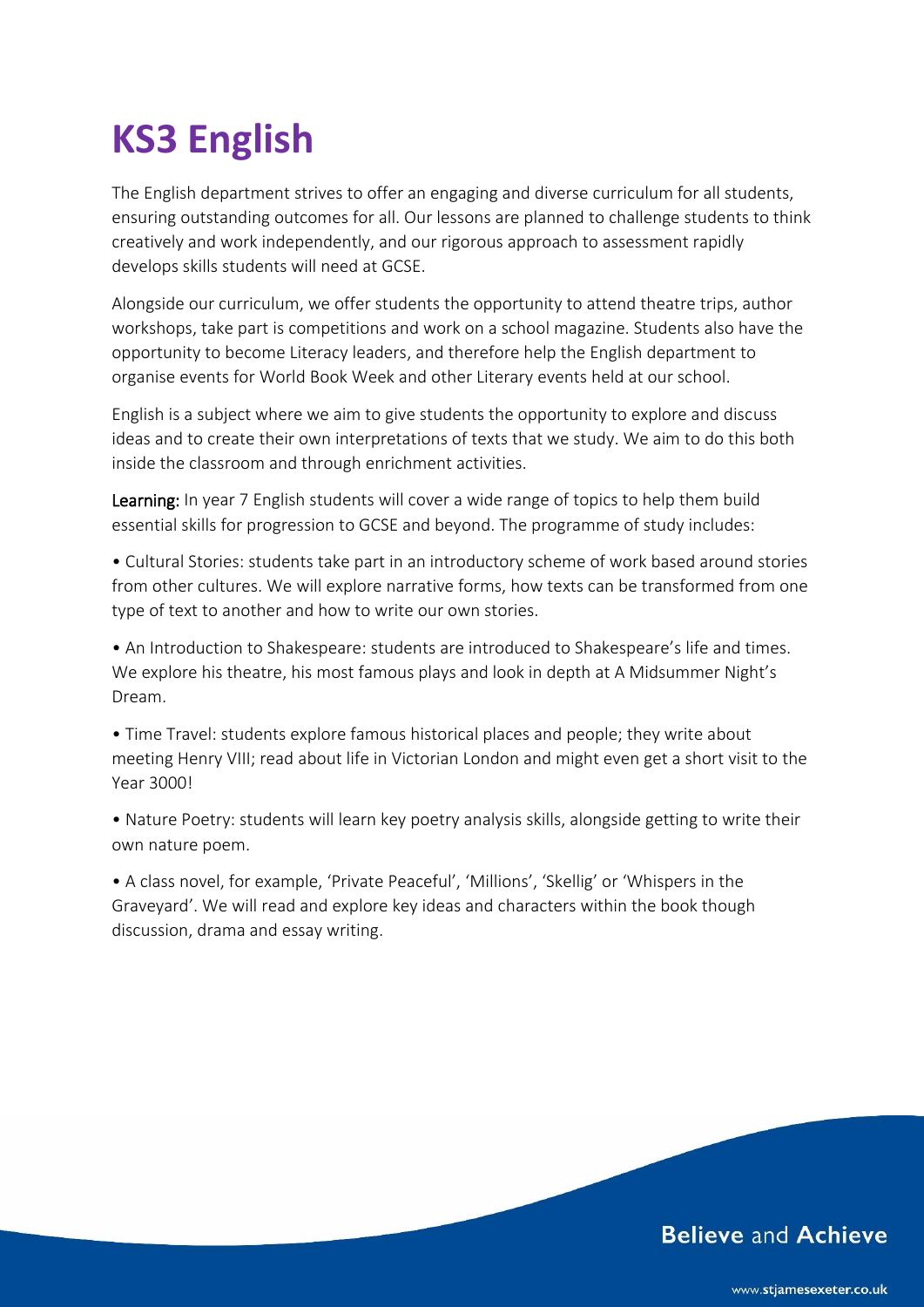# KS3 English

The English department strives to offer an engaging and diverse curriculum for all students, ensuring outstanding outcomes for all. Our lessons are planned to challenge students to think creatively and work independently, and our rigorous approach to assessment rapidly develops skills students will need at GCSE.

Alongside our curriculum, we offer students the opportunity to attend theatre trips, author workshops, take part is competitions and work on a school magazine. Students also have the opportunity to become Literacy leaders, and therefore help the English department to organise events for World Book Week and other Literary events held at our school.

English is a subject where we aim to give students the opportunity to explore and discuss ideas and to create their own interpretations of texts that we study. We aim to do this both inside the classroom and through enrichment activities.

**Learning:** In year 7 English students will cover a wide range of topics to help them build essential skills for progression to GCSE and beyond. The programme of study includes:

• Cultural Stories: students take part in an introductory scheme of work based around stories from other cultures. We will explore narrative forms, how texts can be transformed from one type of text to another and how to write our own stories.

• An Introduction to Shakespeare: students are introduced to Shakespeare's life and times. We explore his theatre, his most famous plays and look in depth at A Midsummer Night's Dream.

• Time Travel: students explore famous historical places and people; they write about meeting Henry VIII; read about life in Victorian London and might even get a short visit to the Year 3000!

• Nature Poetry: students will learn key poetry analysis skills, alongside getting to write their own nature poem.

• A class novel, for example, 'Private Peaceful', 'Millions', 'Skellig' or 'Whispers in the Graveyard'. We will read and explore key ideas and characters within the book though discussion, drama and essay writing.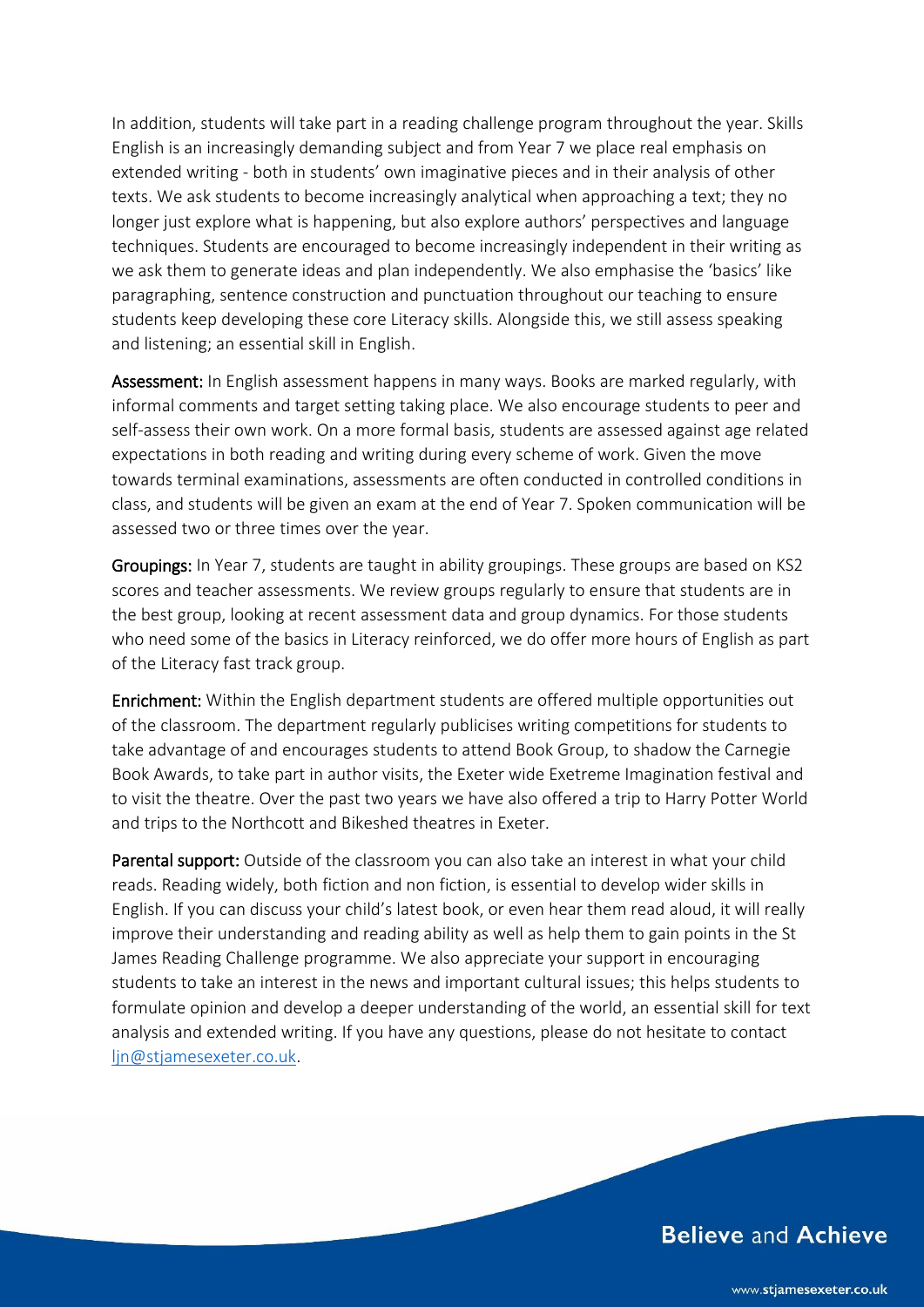In addition, students will take part in a reading challenge program throughout the year. Skills English is an increasingly demanding subject and from Year 7 we place real emphasis on extended writing - both in students' own imaginative pieces and in their analysis of other texts. We ask students to become increasingly analytical when approaching a text; they no longer just explore what is happening, but also explore authors' perspectives and language techniques. Students are encouraged to become increasingly independent in their writing as we ask them to generate ideas and plan independently. We also emphasise the 'basics' like paragraphing, sentence construction and punctuation throughout our teaching to ensure students keep developing these core Literacy skills. Alongside this, we still assess speaking and listening; an essential skill in English.

**Assessment:** In English assessment happens in many ways. Books are marked regularly, with informal comments and target setting taking place. We also encourage students to peer and self-assess their own work. On a more formal basis, students are assessed against age related expectations in both reading and writing during every scheme of work. Given the move towards terminal examinations, assessments are often conducted in controlled conditions in class, and students will be given an exam at the end of Year 7. Spoken communication will be assessed two or three times over the year.

**Groupings:** In Year 7, students are taught in ability groupings. These groups are based on KS2 scores and teacher assessments. We review groups regularly to ensure that students are in the best group, looking at recent assessment data and group dynamics. For those students who need some of the basics in Literacy reinforced, we do offer more hours of English as part of the Literacy fast track group.

**Enrichment:** Within the English department students are offered multiple opportunities out of the classroom. The department regularly publicises writing competitions for students to take advantage of and encourages students to attend Book Group, to shadow the Carnegie Book Awards, to take part in author visits, the Exeter wide Exetreme Imagination festival and to visit the theatre. Over the past two years we have also offered a trip to Harry Potter World and trips to the Northcott and Bikeshed theatres in Exeter.

**Parental support:** Outside of the classroom you can also take an interest in what your child reads. Reading widely, both fiction and non fiction, is essential to develop wider skills in English. If you can discuss your child's latest book, or even hear them read aloud, it will really improve their understanding and reading ability as well as help them to gain points in the St James Reading Challenge programme. We also appreciate your support in encouraging students to take an interest in the news and important cultural issues; this helps students to formulate opinion and develop a deeper understanding of the world, an essential skill for text analysis and extended writing. If you have any questions, please do not hesitate to contact [ljn@stjamesexeter.co.uk](mailto:ljn@stjamesexeter.co.uk).